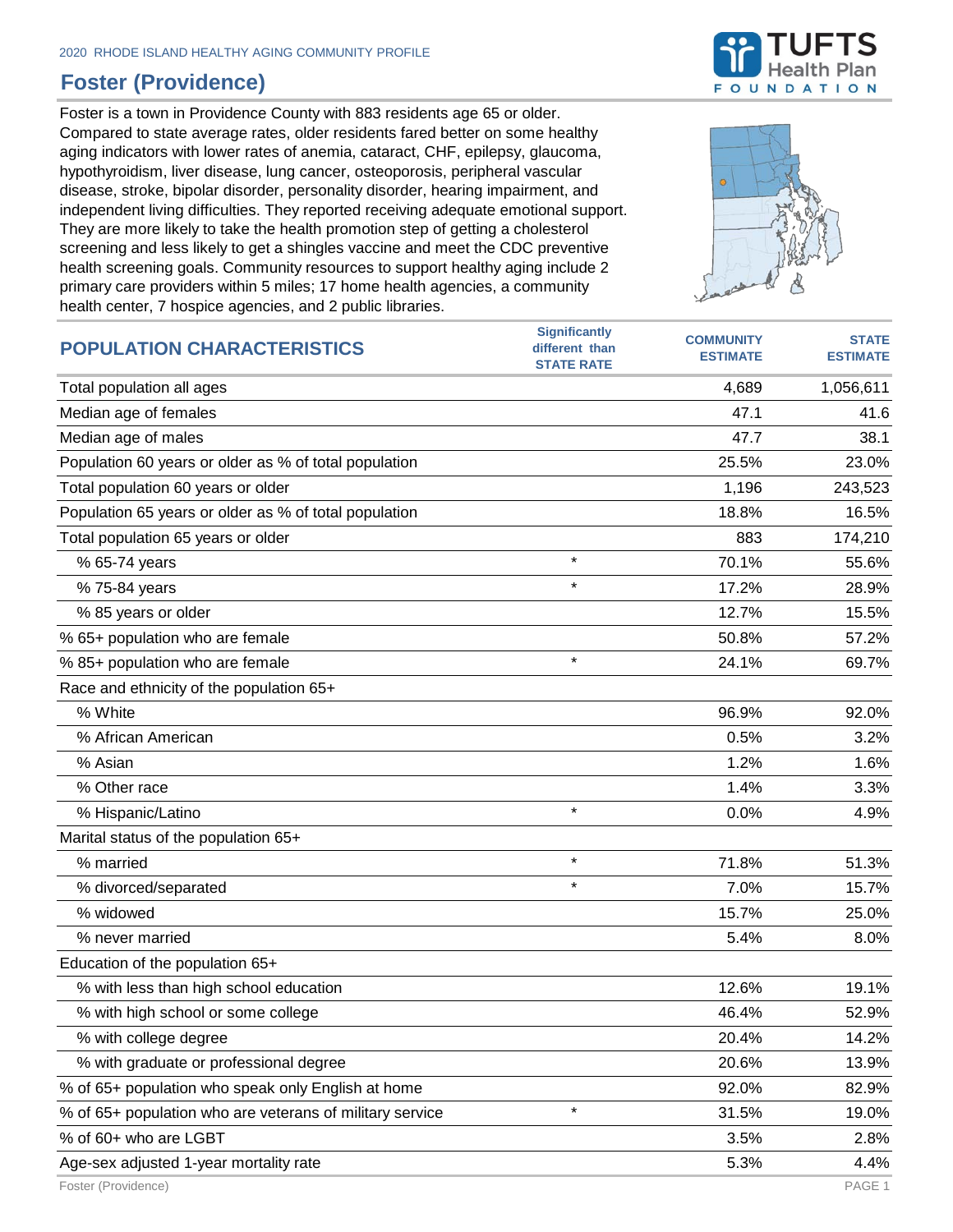2020 RHODE ISLAND HEALTHY AGING COMMUNITY PROFILE

# Foster (Providence)

Foster is a town in Providence County with 883 residents age 65 or older. Compared to state average rates, older residents fared better on some healthy aging indicators with lower rates of anemia, cataract, CHF, epilepsy, glaucoma, hypothyroidism, liver disease, lung cancer, osteoporosis, peripheral vascular disease, stroke, bipolar disorder, personality disorder, hearing impairment, and independent living difficulties. They reported receiving adequate emotional support. They are more likely to take the health promotion step of getting a cholesterol screening and less likely to get a shingles vaccine and meet the CDC preventive health screening goals. Community resources to support healthy aging include 2 primary care providers within 5 miles; 17 home health agencies, a community health center, 7 hospice agencies, and 2 public libraries.

| POPULATION CHARACTERISTICS | Significantly different than STATE RATE | COMMUNITY ESTIMATE | STATE ESTIMATE |
|---|---|---|---|
| Total population all ages | | 4,689 | 1,056,611 |
| Median age of females | | 47.1 | 41.6 |
| Median age of males | | 47.7 | 38.1 |
| Population 60 years or older as % of total population | | 25.5% | 23.0% |
| Total population 60 years or older | | 1,196 | 243,523 |
| Population 65 years or older as % of total population | | 18.8% | 16.5% |
| Total population 65 years or older | | 883 | 174,210 |
| % 65-74 years | * | 70.1% | 55.6% |
| % 75-84 years | * | 17.2% | 28.9% |
| % 85 years or older | | 12.7% | 15.5% |
| % 65+ population who are female | | 50.8% | 57.2% |
| % 85+ population who are female | * | 24.1% | 69.7% |
| Race and ethnicity of the population 65+ | | | |
| % White | | 96.9% | 92.0% |
| % African American | | 0.5% | 3.2% |
| % Asian | | 1.2% | 1.6% |
| % Other race | | 1.4% | 3.3% |
| % Hispanic/Latino | * | 0.0% | 4.9% |
| Marital status of the population 65+ | | | |
| % married | * | 71.8% | 51.3% |
| % divorced/separated | * | 7.0% | 15.7% |
| % widowed | | 15.7% | 25.0% |
| % never married | | 5.4% | 8.0% |
| Education of the population 65+ | | | |
| % with less than high school education | | 12.6% | 19.1% |
| % with high school or some college | | 46.4% | 52.9% |
| % with college degree | | 20.4% | 14.2% |
| % with graduate or professional degree | | 20.6% | 13.9% |
| % of 65+ population who speak only English at home | | 92.0% | 82.9% |
| % of 65+ population who are veterans of military service | * | 31.5% | 19.0% |
| % of 60+ who are LGBT | | 3.5% | 2.8% |
| Age-sex adjusted 1-year mortality rate | | 5.3% | 4.4% |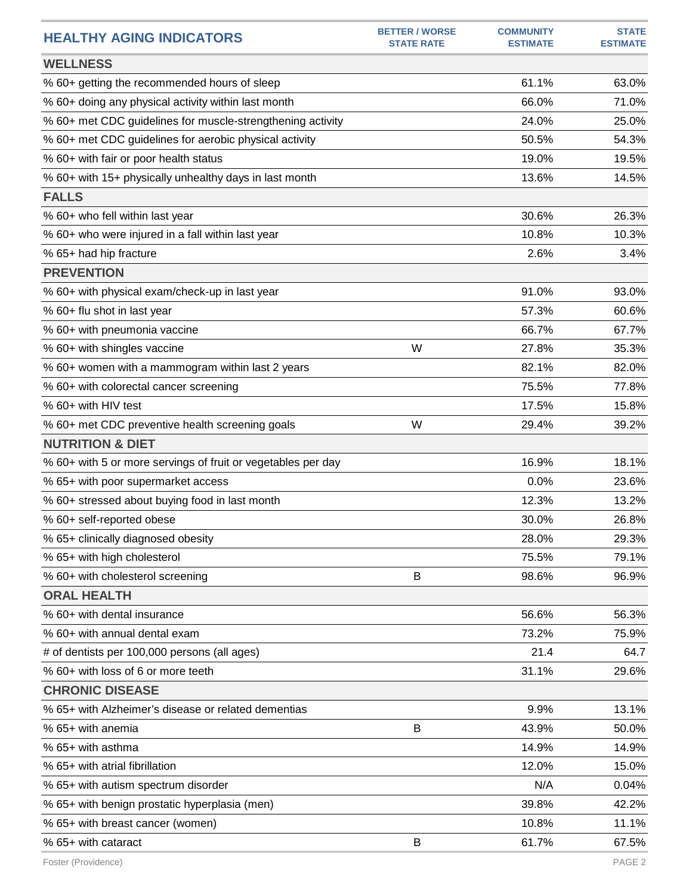| HEALTHY AGING INDICATORS | BETTER / WORSE STATE RATE | COMMUNITY ESTIMATE | STATE ESTIMATE |
|---|---|---|---|
| **WELLNESS** | | | |
| % 60+ getting the recommended hours of sleep | | 61.1% | 63.0% |
| % 60+ doing any physical activity within last month | | 66.0% | 71.0% |
| % 60+ met CDC guidelines for muscle-strengthening activity | | 24.0% | 25.0% |
| % 60+ met CDC guidelines for aerobic physical activity | | 50.5% | 54.3% |
| % 60+ with fair or poor health status | | 19.0% | 19.5% |
| % 60+ with 15+ physically unhealthy days in last month | | 13.6% | 14.5% |
| **FALLS** | | | |
| % 60+ who fell within last year | | 30.6% | 26.3% |
| % 60+ who were injured in a fall within last year | | 10.8% | 10.3% |
| % 65+ had hip fracture | | 2.6% | 3.4% |
| **PREVENTION** | | | |
| % 60+ with physical exam/check-up in last year | | 91.0% | 93.0% |
| % 60+ flu shot in last year | | 57.3% | 60.6% |
| % 60+ with pneumonia vaccine | | 66.7% | 67.7% |
| % 60+ with shingles vaccine | W | 27.8% | 35.3% |
| % 60+ women with a mammogram within last 2 years | | 82.1% | 82.0% |
| % 60+ with colorectal cancer screening | | 75.5% | 77.8% |
| % 60+ with HIV test | | 17.5% | 15.8% |
| % 60+ met CDC preventive health screening goals | W | 29.4% | 39.2% |
| **NUTRITION & DIET** | | | |
| % 60+ with 5 or more servings of fruit or vegetables per day | | 16.9% | 18.1% |
| % 65+ with poor supermarket access | | 0.0% | 23.6% |
| % 60+ stressed about buying food in last month | | 12.3% | 13.2% |
| % 60+ self-reported obese | | 30.0% | 26.8% |
| % 65+ clinically diagnosed obesity | | 28.0% | 29.3% |
| % 65+ with high cholesterol | | 75.5% | 79.1% |
| % 60+ with cholesterol screening | B | 98.6% | 96.9% |
| **ORAL HEALTH** | | | |
| % 60+ with dental insurance | | 56.6% | 56.3% |
| % 60+ with annual dental exam | | 73.2% | 75.9% |
| # of dentists per 100,000 persons (all ages) | | 21.4 | 64.7 |
| % 60+ with loss of 6 or more teeth | | 31.1% | 29.6% |
| **CHRONIC DISEASE** | | | |
| % 65+ with Alzheimer's disease or related dementias | | 9.9% | 13.1% |
| % 65+ with anemia | B | 43.9% | 50.0% |
| % 65+ with asthma | | 14.9% | 14.9% |
| % 65+ with atrial fibrillation | | 12.0% | 15.0% |
| % 65+ with autism spectrum disorder | | N/A | 0.04% |
| % 65+ with benign prostatic hyperplasia (men) | | 39.8% | 42.2% |
| % 65+ with breast cancer (women) | | 10.8% | 11.1% |
| % 65+ with cataract | B | 61.7% | 67.5% |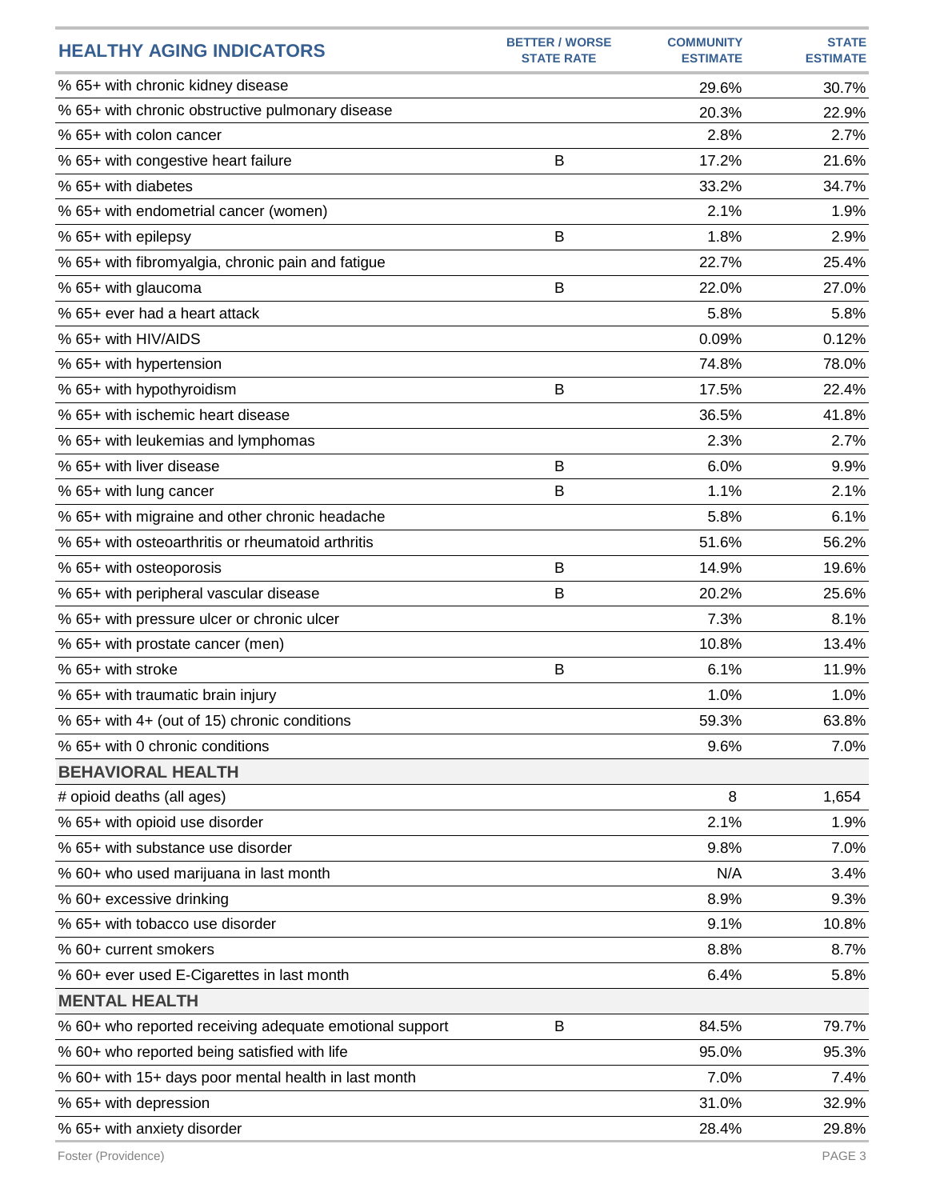| HEALTHY AGING INDICATORS | BETTER / WORSE STATE RATE | COMMUNITY ESTIMATE | STATE ESTIMATE |
|---|---|---|---|
| % 65+ with chronic kidney disease | | 29.6% | 30.7% |
| % 65+ with chronic obstructive pulmonary disease | | 20.3% | 22.9% |
| % 65+ with colon cancer | | 2.8% | 2.7% |
| % 65+ with congestive heart failure | B | 17.2% | 21.6% |
| % 65+ with diabetes | | 33.2% | 34.7% |
| % 65+ with endometrial cancer (women) | | 2.1% | 1.9% |
| % 65+ with epilepsy | B | 1.8% | 2.9% |
| % 65+ with fibromyalgia, chronic pain and fatigue | | 22.7% | 25.4% |
| % 65+ with glaucoma | B | 22.0% | 27.0% |
| % 65+ ever had a heart attack | | 5.8% | 5.8% |
| % 65+ with HIV/AIDS | | 0.09% | 0.12% |
| % 65+ with hypertension | | 74.8% | 78.0% |
| % 65+ with hypothyroidism | B | 17.5% | 22.4% |
| % 65+ with ischemic heart disease | | 36.5% | 41.8% |
| % 65+ with leukemias and lymphomas | | 2.3% | 2.7% |
| % 65+ with liver disease | B | 6.0% | 9.9% |
| % 65+ with lung cancer | B | 1.1% | 2.1% |
| % 65+ with migraine and other chronic headache | | 5.8% | 6.1% |
| % 65+ with osteoarthritis or rheumatoid arthritis | | 51.6% | 56.2% |
| % 65+ with osteoporosis | B | 14.9% | 19.6% |
| % 65+ with peripheral vascular disease | B | 20.2% | 25.6% |
| % 65+ with pressure ulcer or chronic ulcer | | 7.3% | 8.1% |
| % 65+ with prostate cancer (men) | | 10.8% | 13.4% |
| % 65+ with stroke | B | 6.1% | 11.9% |
| % 65+ with traumatic brain injury | | 1.0% | 1.0% |
| % 65+ with 4+ (out of 15) chronic conditions | | 59.3% | 63.8% |
| % 65+ with 0 chronic conditions | | 9.6% | 7.0% |
| **BEHAVIORAL HEALTH** | | | |
| # opioid deaths (all ages) | | 8 | 1,654 |
| % 65+ with opioid use disorder | | 2.1% | 1.9% |
| % 65+ with substance use disorder | | 9.8% | 7.0% |
| % 60+ who used marijuana in last month | | N/A | 3.4% |
| % 60+ excessive drinking | | 8.9% | 9.3% |
| % 65+ with tobacco use disorder | | 9.1% | 10.8% |
| % 60+ current smokers | | 8.8% | 8.7% |
| % 60+ ever used E-Cigarettes in last month | | 6.4% | 5.8% |
| **MENTAL HEALTH** | | | |
| % 60+ who reported receiving adequate emotional support | B | 84.5% | 79.7% |
| % 60+ who reported being satisfied with life | | 95.0% | 95.3% |
| % 60+ with 15+ days poor mental health in last month | | 7.0% | 7.4% |
| % 65+ with depression | | 31.0% | 32.9% |
| % 65+ with anxiety disorder | | 28.4% | 29.8% |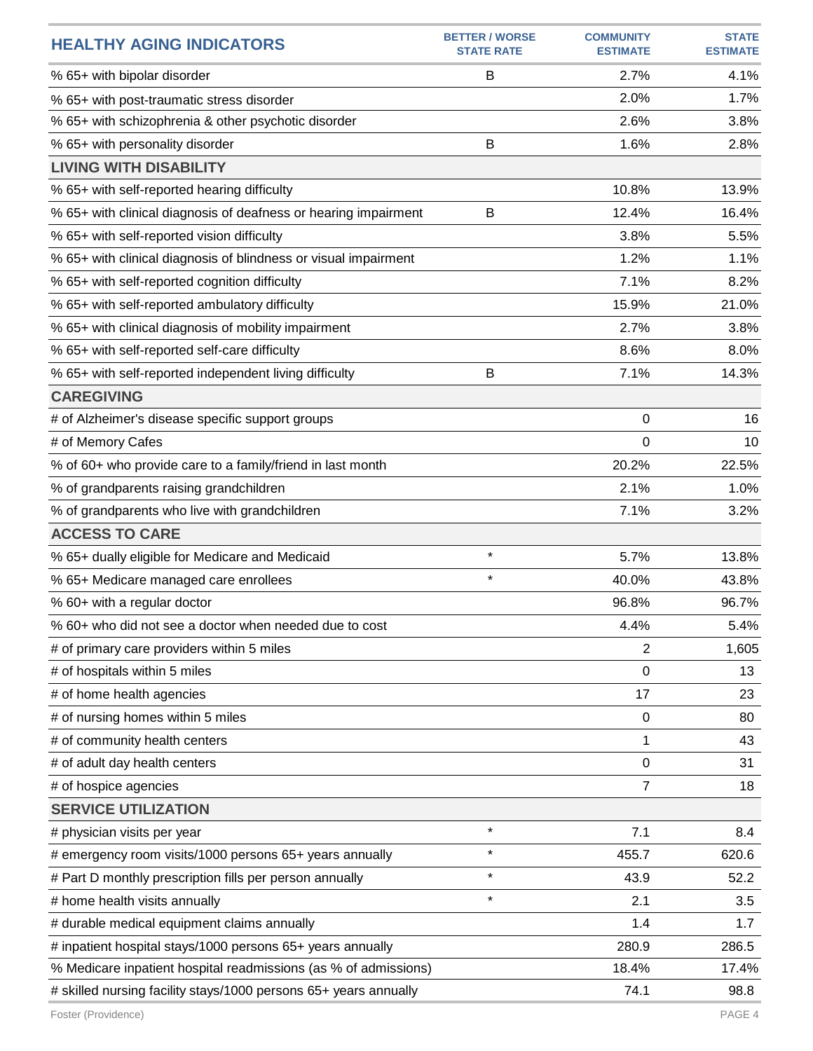| HEALTHY AGING INDICATORS | BETTER / WORSE STATE RATE | COMMUNITY ESTIMATE | STATE ESTIMATE |
|---|---|---|---|
| % 65+ with bipolar disorder | B | 2.7% | 4.1% |
| % 65+ with post-traumatic stress disorder | | 2.0% | 1.7% |
| % 65+ with schizophrenia & other psychotic disorder | | 2.6% | 3.8% |
| % 65+ with personality disorder | B | 1.6% | 2.8% |
| **LIVING WITH DISABILITY** | | | |
| % 65+ with self-reported hearing difficulty | | 10.8% | 13.9% |
| % 65+ with clinical diagnosis of deafness or hearing impairment | B | 12.4% | 16.4% |
| % 65+ with self-reported vision difficulty | | 3.8% | 5.5% |
| % 65+ with clinical diagnosis of blindness or visual impairment | | 1.2% | 1.1% |
| % 65+ with self-reported cognition difficulty | | 7.1% | 8.2% |
| % 65+ with self-reported ambulatory difficulty | | 15.9% | 21.0% |
| % 65+ with clinical diagnosis of mobility impairment | | 2.7% | 3.8% |
| % 65+ with self-reported self-care difficulty | | 8.6% | 8.0% |
| % 65+ with self-reported independent living difficulty | B | 7.1% | 14.3% |
| **CAREGIVING** | | | |
| # of Alzheimer's disease specific support groups | | 0 | 16 |
| # of Memory Cafes | | 0 | 10 |
| % of 60+ who provide care to a family/friend in last month | | 20.2% | 22.5% |
| % of grandparents raising grandchildren | | 2.1% | 1.0% |
| % of grandparents who live with grandchildren | | 7.1% | 3.2% |
| **ACCESS TO CARE** | | | |
| % 65+ dually eligible for Medicare and Medicaid | * | 5.7% | 13.8% |
| % 65+ Medicare managed care enrollees | * | 40.0% | 43.8% |
| % 60+ with a regular doctor | | 96.8% | 96.7% |
| % 60+ who did not see a doctor when needed due to cost | | 4.4% | 5.4% |
| # of primary care providers within 5 miles | | 2 | 1,605 |
| # of hospitals within 5 miles | | 0 | 13 |
| # of home health agencies | | 17 | 23 |
| # of nursing homes within 5 miles | | 0 | 80 |
| # of community health centers | | 1 | 43 |
| # of adult day health centers | | 0 | 31 |
| # of hospice agencies | | 7 | 18 |
| **SERVICE UTILIZATION** | | | |
| # physician visits per year | * | 7.1 | 8.4 |
| # emergency room visits/1000 persons 65+ years annually | * | 455.7 | 620.6 |
| # Part D monthly prescription fills per person annually | * | 43.9 | 52.2 |
| # home health visits annually | * | 2.1 | 3.5 |
| # durable medical equipment claims annually | | 1.4 | 1.7 |
| # inpatient hospital stays/1000 persons 65+ years annually | | 280.9 | 286.5 |
| % Medicare inpatient hospital readmissions (as % of admissions) | | 18.4% | 17.4% |
| # skilled nursing facility stays/1000 persons 65+ years annually | | 74.1 | 98.8 |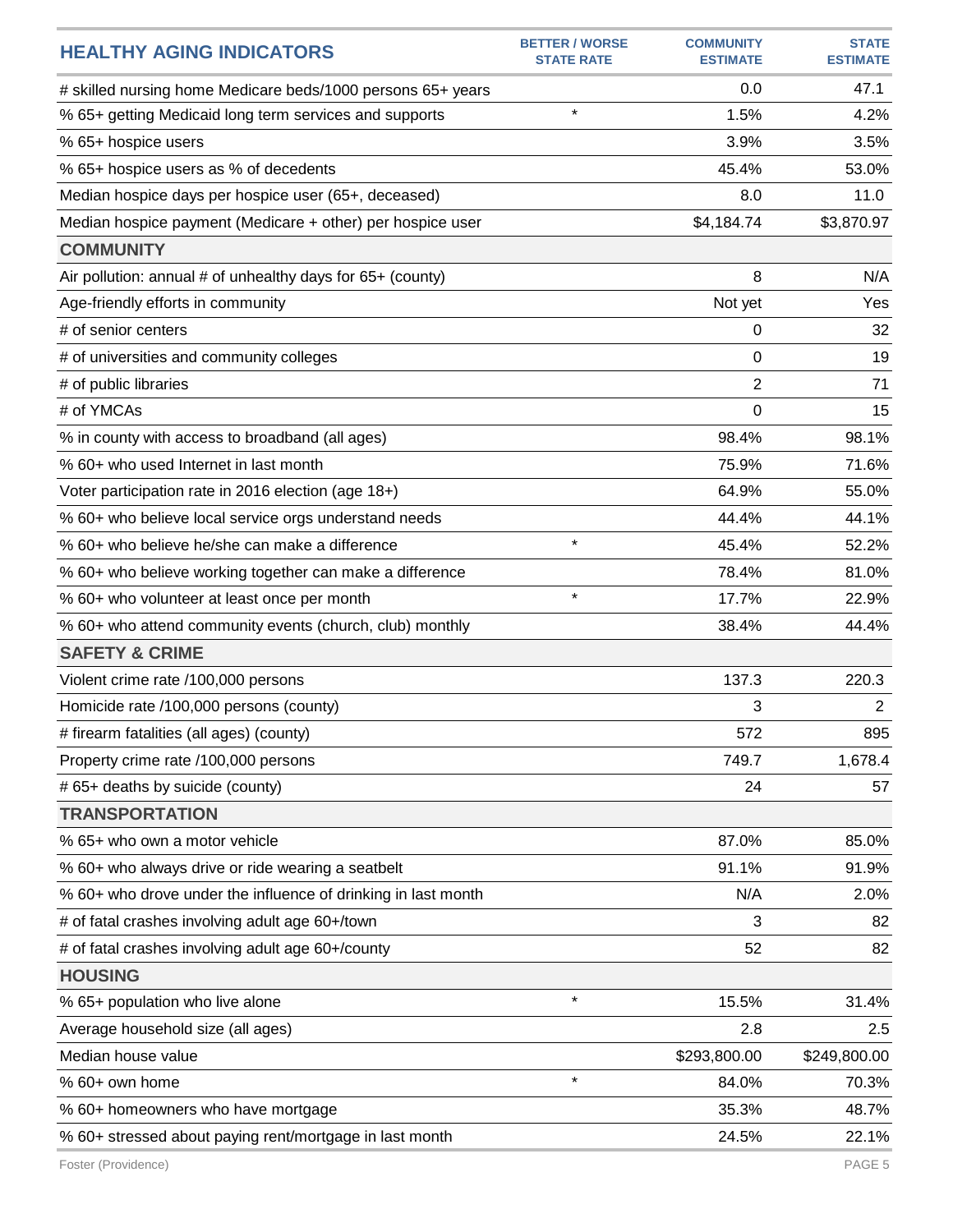| HEALTHY AGING INDICATORS | BETTER / WORSE STATE RATE | COMMUNITY ESTIMATE | STATE ESTIMATE |
|---|---|---|---|
| # skilled nursing home Medicare beds/1000 persons 65+ years | | 0.0 | 47.1 |
| % 65+ getting Medicaid long term services and supports | * | 1.5% | 4.2% |
| % 65+ hospice users | | 3.9% | 3.5% |
| % 65+ hospice users as % of decedents | | 45.4% | 53.0% |
| Median hospice days per hospice user (65+, deceased) | | 8.0 | 11.0 |
| Median hospice payment (Medicare + other) per hospice user | | $4,184.74 | $3,870.97 |
| **COMMUNITY** | | | |
| Air pollution: annual # of unhealthy days for 65+ (county) | | 8 | N/A |
| Age-friendly efforts in community | | Not yet | Yes |
| # of senior centers | | 0 | 32 |
| # of universities and community colleges | | 0 | 19 |
| # of public libraries | | 2 | 71 |
| # of YMCAs | | 0 | 15 |
| % in county with access to broadband (all ages) | | 98.4% | 98.1% |
| % 60+ who used Internet in last month | | 75.9% | 71.6% |
| Voter participation rate in 2016 election (age 18+) | | 64.9% | 55.0% |
| % 60+ who believe local service orgs understand needs | | 44.4% | 44.1% |
| % 60+ who believe he/she can make a difference | * | 45.4% | 52.2% |
| % 60+ who believe working together can make a difference | | 78.4% | 81.0% |
| % 60+ who volunteer at least once per month | * | 17.7% | 22.9% |
| % 60+ who attend community events (church, club) monthly | | 38.4% | 44.4% |
| **SAFETY & CRIME** | | | |
| Violent crime rate /100,000 persons | | 137.3 | 220.3 |
| Homicide rate /100,000 persons (county) | | 3 | 2 |
| # firearm fatalities (all ages) (county) | | 572 | 895 |
| Property crime rate /100,000 persons | | 749.7 | 1,678.4 |
| # 65+ deaths by suicide (county) | | 24 | 57 |
| **TRANSPORTATION** | | | |
| % 65+ who own a motor vehicle | | 87.0% | 85.0% |
| % 60+ who always drive or ride wearing a seatbelt | | 91.1% | 91.9% |
| % 60+ who drove under the influence of drinking in last month | | N/A | 2.0% |
| # of fatal crashes involving adult age 60+/town | | 3 | 82 |
| # of fatal crashes involving adult age 60+/county | | 52 | 82 |
| **HOUSING** | | | |
| % 65+ population who live alone | * | 15.5% | 31.4% |
| Average household size (all ages) | | 2.8 | 2.5 |
| Median house value | | $293,800.00 | $249,800.00 |
| % 60+ own home | * | 84.0% | 70.3% |
| % 60+ homeowners who have mortgage | | 35.3% | 48.7% |
| % 60+ stressed about paying rent/mortgage in last month | | 24.5% | 22.1% |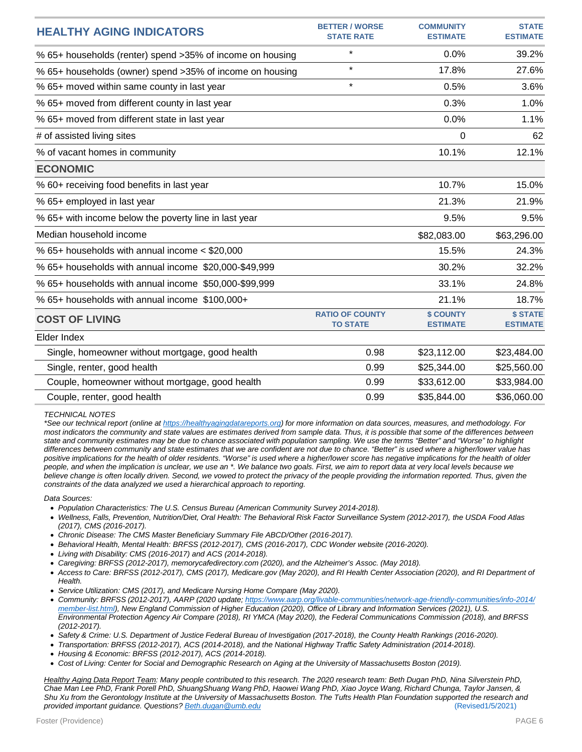| HEALTHY AGING INDICATORS | BETTER / WORSE STATE RATE | COMMUNITY ESTIMATE | STATE ESTIMATE |
|---|---|---|---|
| % 65+ households (renter) spend >35% of income on housing | * | 0.0% | 39.2% |
| % 65+ households (owner) spend >35% of income on housing | * | 17.8% | 27.6% |
| % 65+ moved within same county in last year | * | 0.5% | 3.6% |
| % 65+ moved from different county in last year | | 0.3% | 1.0% |
| % 65+ moved from different state in last year | | 0.0% | 1.1% |
| # of assisted living sites | | 0 | 62 |
| % of vacant homes in community | | 10.1% | 12.1% |
| **ECONOMIC** | | | |
| % 60+ receiving food benefits in last year | | 10.7% | 15.0% |
| % 65+ employed in last year | | 21.3% | 21.9% |
| % 65+ with income below the poverty line in last year | | 9.5% | 9.5% |
| Median household income | | $82,083.00 | $63,296.00 |
| % 65+ households with annual income < $20,000 | | 15.5% | 24.3% |
| % 65+ households with annual income $20,000-$49,999 | | 30.2% | 32.2% |
| % 65+ households with annual income $50,000-$99,999 | | 33.1% | 24.8% |
| % 65+ households with annual income $100,000+ | | 21.1% | 18.7% |

| COST OF LIVING | RATIO OF COUNTY TO STATE | $ COUNTY ESTIMATE | $ STATE ESTIMATE |
|---|---|---|---|
| Elder Index | | | |
| Single, homeowner without mortgage, good health | 0.98 | $23,112.00 | $23,484.00 |
| Single, renter, good health | 0.99 | $25,344.00 | $25,560.00 |
| Couple, homeowner without mortgage, good health | 0.99 | $33,612.00 | $33,984.00 |
| Couple, renter, good health | 0.99 | $35,844.00 | $36,060.00 |

*TECHNICAL NOTES*

*\*See our technical report (online at https://healthyagingdatareports.org) for more information on data sources, measures, and methodology. For most indicators the community and state values are estimates derived from sample data. Thus, it is possible that some of the differences between state and community estimates may be due to chance associated with population sampling. We use the terms "Better" and "Worse" to highlight differences between community and state estimates that we are confident are not due to chance. "Better" is used where a higher/lower value has positive implications for the health of older residents. "Worse" is used where a higher/lower score has negative implications for the health of older people, and when the implication is unclear, we use an \*. We balance two goals. First, we aim to report data at very local levels because we believe change is often locally driven. Second, we vowed to protect the privacy of the people providing the information reported. Thus, given the constraints of the data analyzed we used a hierarchical approach to reporting.*

*Data Sources:*

- *Population Characteristics: The U.S. Census Bureau (American Community Survey 2014-2018).*
- *Wellness, Falls, Prevention, Nutrition/Diet, Oral Health: The Behavioral Risk Factor Surveillance System (2012-2017), the USDA Food Atlas (2017), CMS (2016-2017).*
- *Chronic Disease: The CMS Master Beneficiary Summary File ABCD/Other (2016-2017).*
- *Behavioral Health, Mental Health: BRFSS (2012-2017), CMS (2016-2017), CDC Wonder website (2016-2020).*
- *Living with Disability: CMS (2016-2017) and ACS (2014-2018).*
- *Caregiving: BRFSS (2012-2017), memorycafedirectory.com (2020), and the Alzheimer's Assoc. (May 2018).*
- *Access to Care: BRFSS (2012-2017), CMS (2017), Medicare.gov (May 2020), and RI Health Center Association (2020), and RI Department of Health.*
- *Service Utilization: CMS (2017), and Medicare Nursing Home Compare (May 2020).*
- *Community: BRFSS (2012-2017), AARP (2020 update; https://www.aarp.org/livable-communities/network-age-friendly-communities/info-2014/member-list.html), New England Commission of Higher Education (2020), Office of Library and Information Services (2021), U.S. Environmental Protection Agency Air Compare (2018), RI YMCA (May 2020), the Federal Communications Commission (2018), and BRFSS (2012-2017).*
- *Safety & Crime: U.S. Department of Justice Federal Bureau of Investigation (2017-2018), the County Health Rankings (2016-2020).*
- *Transportation: BRFSS (2012-2017), ACS (2014-2018), and the National Highway Traffic Safety Administration (2014-2018).*
- *Housing & Economic: BRFSS (2012-2017), ACS (2014-2018).*
- *Cost of Living: Center for Social and Demographic Research on Aging at the University of Massachusetts Boston (2019).*

*Healthy Aging Data Report Team: Many people contributed to this research. The 2020 research team: Beth Dugan PhD, Nina Silverstein PhD, Chae Man Lee PhD, Frank Porell PhD, ShuangShuang Wang PhD, Haowei Wang PhD, Xiao Joyce Wang, Richard Chunga, Taylor Jansen, & Shu Xu from the Gerontology Institute at the University of Massachusetts Boston. The Tufts Health Plan Foundation supported the research and provided important guidance. Questions? Beth.dugan@umb.edu* (Revised1/5/2021)